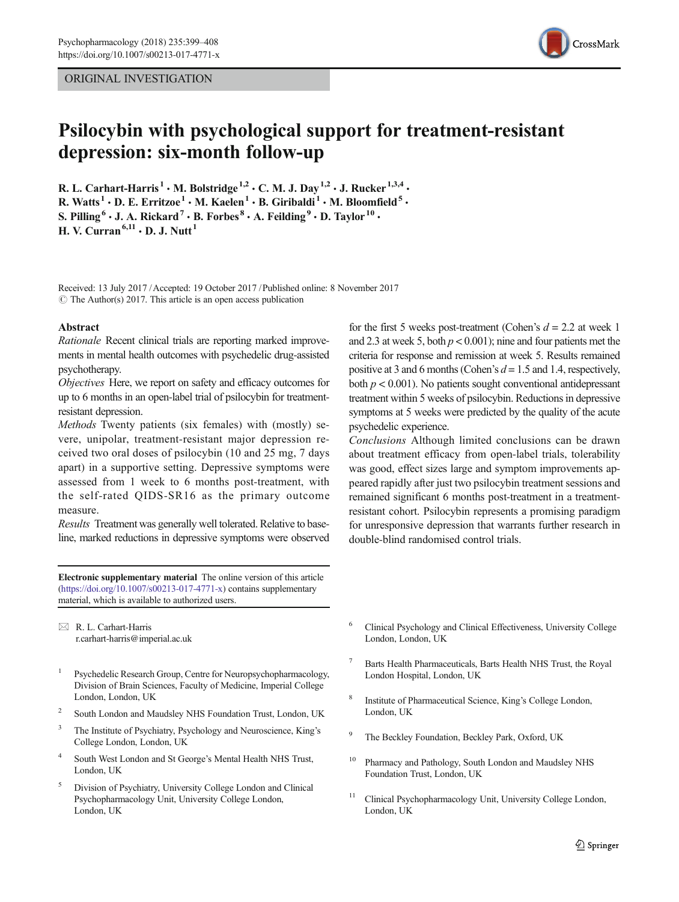ORIGINAL INVESTIGATION

# Psilocybin with psychological support for treatment-resistant depression: six-month follow-up

R. L. Carhart-Harris[1] · M. Bolstridge[1,2] · C. M. J. Day[1,2] · J. Rucker[1,3,4] · R. Watts[1] · D. E. Erritzoe[1] · M. Kaelen[1] · B. Giribaldi[1] · M. Bloomfield[5] · S. Pilling[6] · J. A. Rickard[7] · B. Forbes[8] · A. Feilding[9] · D. Taylor[10] · H. V. Curran[6,11] · D. J. Nutt[1]

Received: 13 July 2017 / Accepted: 19 October 2017 / Published online: 8 November 2017
© The Author(s) 2017. This article is an open access publication

## Abstract

*Rationale* Recent clinical trials are reporting marked improvements in mental health outcomes with psychedelic drug-assisted psychotherapy.

*Objectives* Here, we report on safety and efficacy outcomes for up to 6 months in an open-label trial of psilocybin for treatment-resistant depression.

*Methods* Twenty patients (six females) with (mostly) severe, unipolar, treatment-resistant major depression received two oral doses of psilocybin (10 and 25 mg, 7 days apart) in a supportive setting. Depressive symptoms were assessed from 1 week to 6 months post-treatment, with the self-rated QIDS-SR16 as the primary outcome measure.

*Results* Treatment was generally well tolerated. Relative to baseline, marked reductions in depressive symptoms were observed for the first 5 weeks post-treatment (Cohen's $d = 2.2$ at week 1 and 2.3 at week 5, both $p < 0.001$); nine and four patients met the criteria for response and remission at week 5. Results remained positive at 3 and 6 months (Cohen's $d = 1.5$ and 1.4, respectively, both $p < 0.001$). No patients sought conventional antidepressant treatment within 5 weeks of psilocybin. Reductions in depressive symptoms at 5 weeks were predicted by the quality of the acute psychedelic experience.

*Conclusions* Although limited conclusions can be drawn about treatment efficacy from open-label trials, tolerability was good, effect sizes large and symptom improvements appeared rapidly after just two psilocybin treatment sessions and remained significant 6 months post-treatment in a treatment-resistant cohort. Psilocybin represents a promising paradigm for unresponsive depression that warrants further research in double-blind randomised control trials.

**Electronic supplementary material** The online version of this article (https://doi.org/10.1007/s00213-017-4771-x) contains supplementary material, which is available to authorized users.

✉ R. L. Carhart-Harris
r.carhart-harris@imperial.ac.uk

1. Psychedelic Research Group, Centre for Neuropsychopharmacology, Division of Brain Sciences, Faculty of Medicine, Imperial College London, London, UK
2. South London and Maudsley NHS Foundation Trust, London, UK
3. The Institute of Psychiatry, Psychology and Neuroscience, King's College London, London, UK
4. South West London and St George's Mental Health NHS Trust, London, UK
5. Division of Psychiatry, University College London and Clinical Psychopharmacology Unit, University College London, London, UK
6. Clinical Psychology and Clinical Effectiveness, University College London, London, UK
7. Barts Health Pharmaceuticals, Barts Health NHS Trust, the Royal London Hospital, London, UK
8. Institute of Pharmaceutical Science, King's College London, London, UK
9. The Beckley Foundation, Beckley Park, Oxford, UK
10. Pharmacy and Pathology, South London and Maudsley NHS Foundation Trust, London, UK
11. Clinical Psychopharmacology Unit, University College London, London, UK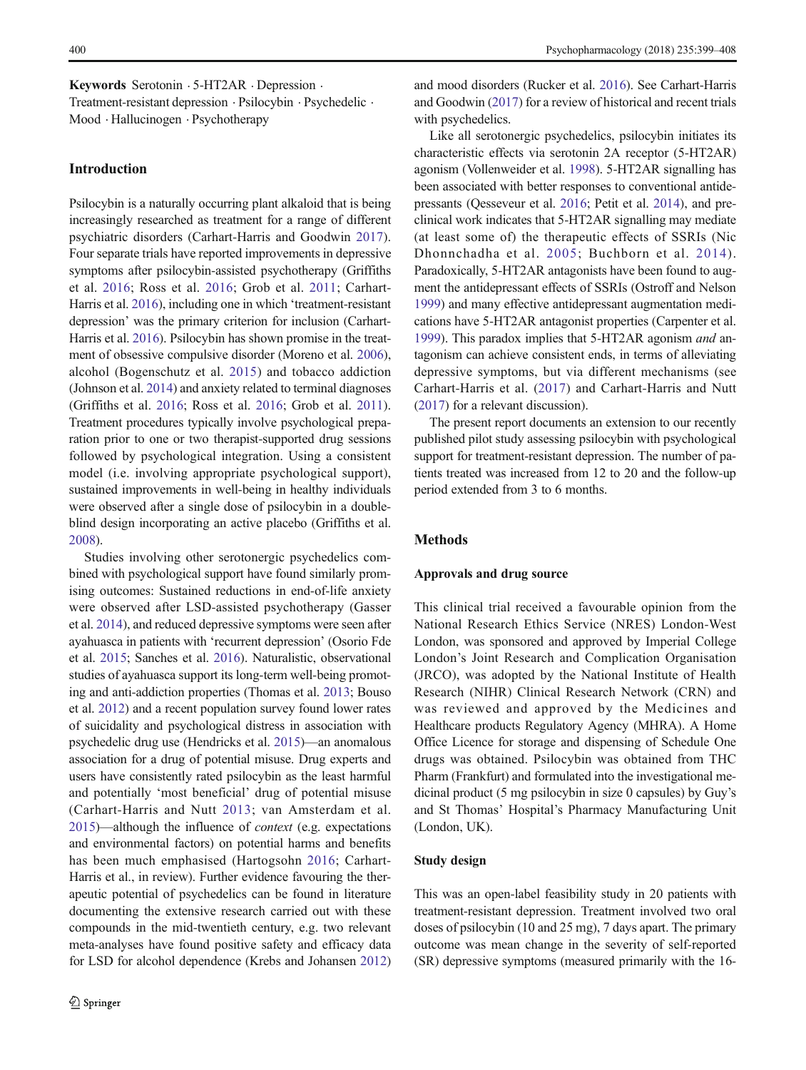**Keywords** Serotonin · 5-HT2AR · Depression · Treatment-resistant depression · Psilocybin · Psychedelic · Mood · Hallucinogen · Psychotherapy

## Introduction

Psilocybin is a naturally occurring plant alkaloid that is being increasingly researched as treatment for a range of different psychiatric disorders (Carhart-Harris and Goodwin 2017). Four separate trials have reported improvements in depressive symptoms after psilocybin-assisted psychotherapy (Griffiths et al. 2016; Ross et al. 2016; Grob et al. 2011; Carhart-Harris et al. 2016), including one in which 'treatment-resistant depression' was the primary criterion for inclusion (Carhart-Harris et al. 2016). Psilocybin has shown promise in the treatment of obsessive compulsive disorder (Moreno et al. 2006), alcohol (Bogenschutz et al. 2015) and tobacco addiction (Johnson et al. 2014) and anxiety related to terminal diagnoses (Griffiths et al. 2016; Ross et al. 2016; Grob et al. 2011). Treatment procedures typically involve psychological preparation prior to one or two therapist-supported drug sessions followed by psychological integration. Using a consistent model (i.e. involving appropriate psychological support), sustained improvements in well-being in healthy individuals were observed after a single dose of psilocybin in a double-blind design incorporating an active placebo (Griffiths et al. 2008).

Studies involving other serotonergic psychedelics combined with psychological support have found similarly promising outcomes: Sustained reductions in end-of-life anxiety were observed after LSD-assisted psychotherapy (Gasser et al. 2014), and reduced depressive symptoms were seen after ayahuasca in patients with 'recurrent depression' (Osorio Fde et al. 2015; Sanches et al. 2016). Naturalistic, observational studies of ayahuasca support its long-term well-being promoting and anti-addiction properties (Thomas et al. 2013; Bouso et al. 2012) and a recent population survey found lower rates of suicidality and psychological distress in association with psychedelic drug use (Hendricks et al. 2015)—an anomalous association for a drug of potential misuse. Drug experts and users have consistently rated psilocybin as the least harmful and potentially 'most beneficial' drug of potential misuse (Carhart-Harris and Nutt 2013; van Amsterdam et al. 2015)—although the influence of *context* (e.g. expectations and environmental factors) on potential harms and benefits has been much emphasised (Hartogsohn 2016; Carhart-Harris et al., in review). Further evidence favouring the therapeutic potential of psychedelics can be found in literature documenting the extensive research carried out with these compounds in the mid-twentieth century, e.g. two relevant meta-analyses have found positive safety and efficacy data for LSD for alcohol dependence (Krebs and Johansen 2012) and mood disorders (Rucker et al. 2016). See Carhart-Harris and Goodwin (2017) for a review of historical and recent trials with psychedelics.

Like all serotonergic psychedelics, psilocybin initiates its characteristic effects via serotonin 2A receptor (5-HT2AR) agonism (Vollenweider et al. 1998). 5-HT2AR signalling has been associated with better responses to conventional antidepressants (Qesseveur et al. 2016; Petit et al. 2014), and preclinical work indicates that 5-HT2AR signalling may mediate (at least some of) the therapeutic effects of SSRIs (Nic Dhonnchadha et al. 2005; Buchborn et al. 2014). Paradoxically, 5-HT2AR antagonists have been found to augment the antidepressant effects of SSRIs (Ostroff and Nelson 1999) and many effective antidepressant augmentation medications have 5-HT2AR antagonist properties (Carpenter et al. 1999). This paradox implies that 5-HT2AR agonism *and* antagonism can achieve consistent ends, in terms of alleviating depressive symptoms, but via different mechanisms (see Carhart-Harris et al. (2017) and Carhart-Harris and Nutt (2017) for a relevant discussion).

The present report documents an extension to our recently published pilot study assessing psilocybin with psychological support for treatment-resistant depression. The number of patients treated was increased from 12 to 20 and the follow-up period extended from 3 to 6 months.

## Methods

### Approvals and drug source

This clinical trial received a favourable opinion from the National Research Ethics Service (NRES) London-West London, was sponsored and approved by Imperial College London's Joint Research and Complication Organisation (JRCO), was adopted by the National Institute of Health Research (NIHR) Clinical Research Network (CRN) and was reviewed and approved by the Medicines and Healthcare products Regulatory Agency (MHRA). A Home Office Licence for storage and dispensing of Schedule One drugs was obtained. Psilocybin was obtained from THC Pharm (Frankfurt) and formulated into the investigational medicinal product (5 mg psilocybin in size 0 capsules) by Guy's and St Thomas' Hospital's Pharmacy Manufacturing Unit (London, UK).

### Study design

This was an open-label feasibility study in 20 patients with treatment-resistant depression. Treatment involved two oral doses of psilocybin (10 and 25 mg), 7 days apart. The primary outcome was mean change in the severity of self-reported (SR) depressive symptoms (measured primarily with the 16-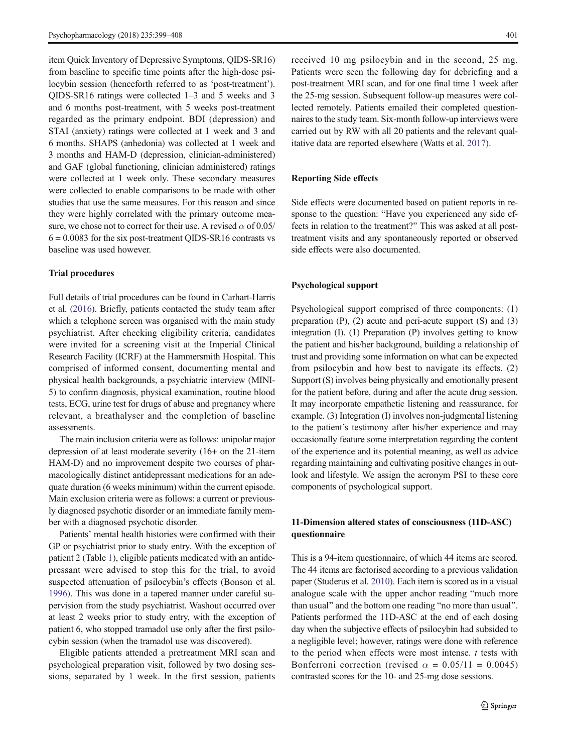item Quick Inventory of Depressive Symptoms, QIDS-SR16) from baseline to specific time points after the high-dose psilocybin session (henceforth referred to as 'post-treatment'). QIDS-SR16 ratings were collected 1–3 and 5 weeks and 3 and 6 months post-treatment, with 5 weeks post-treatment regarded as the primary endpoint. BDI (depression) and STAI (anxiety) ratings were collected at 1 week and 3 and 6 months. SHAPS (anhedonia) was collected at 1 week and 3 months and HAM-D (depression, clinician-administered) and GAF (global functioning, clinician administered) ratings were collected at 1 week only. These secondary measures were collected to enable comparisons to be made with other studies that use the same measures. For this reason and since they were highly correlated with the primary outcome measure, we chose not to correct for their use. A revised $\alpha$ of $0.05/6 = 0.0083$ for the six post-treatment QIDS-SR16 contrasts vs baseline was used however.

### Trial procedures

Full details of trial procedures can be found in Carhart-Harris et al. (2016). Briefly, patients contacted the study team after which a telephone screen was organised with the main study psychiatrist. After checking eligibility criteria, candidates were invited for a screening visit at the Imperial Clinical Research Facility (ICRF) at the Hammersmith Hospital. This comprised of informed consent, documenting mental and physical health backgrounds, a psychiatric interview (MINI-5) to confirm diagnosis, physical examination, routine blood tests, ECG, urine test for drugs of abuse and pregnancy where relevant, a breathalyser and the completion of baseline assessments.

The main inclusion criteria were as follows: unipolar major depression of at least moderate severity (16+ on the 21-item HAM-D) and no improvement despite two courses of pharmacologically distinct antidepressant medications for an adequate duration (6 weeks minimum) within the current episode. Main exclusion criteria were as follows: a current or previously diagnosed psychotic disorder or an immediate family member with a diagnosed psychotic disorder.

Patients' mental health histories were confirmed with their GP or psychiatrist prior to study entry. With the exception of patient 2 (Table 1), eligible patients medicated with an antidepressant were advised to stop this for the trial, to avoid suspected attenuation of psilocybin's effects (Bonson et al. 1996). This was done in a tapered manner under careful supervision from the study psychiatrist. Washout occurred over at least 2 weeks prior to study entry, with the exception of patient 6, who stopped tramadol use only after the first psilocybin session (when the tramadol use was discovered).

Eligible patients attended a pretreatment MRI scan and psychological preparation visit, followed by two dosing sessions, separated by 1 week. In the first session, patients received 10 mg psilocybin and in the second, 25 mg. Patients were seen the following day for debriefing and a post-treatment MRI scan, and for one final time 1 week after the 25-mg session. Subsequent follow-up measures were collected remotely. Patients emailed their completed questionnaires to the study team. Six-month follow-up interviews were carried out by RW with all 20 patients and the relevant qualitative data are reported elsewhere (Watts et al. 2017).

### Reporting Side effects

Side effects were documented based on patient reports in response to the question: "Have you experienced any side effects in relation to the treatment?" This was asked at all post-treatment visits and any spontaneously reported or observed side effects were also documented.

### Psychological support

Psychological support comprised of three components: (1) preparation (P), (2) acute and peri-acute support (S) and (3) integration (I). (1) Preparation (P) involves getting to know the patient and his/her background, building a relationship of trust and providing some information on what can be expected from psilocybin and how best to navigate its effects. (2) Support (S) involves being physically and emotionally present for the patient before, during and after the acute drug session. It may incorporate empathetic listening and reassurance, for example. (3) Integration (I) involves non-judgmental listening to the patient's testimony after his/her experience and may occasionally feature some interpretation regarding the content of the experience and its potential meaning, as well as advice regarding maintaining and cultivating positive changes in outlook and lifestyle. We assign the acronym PSI to these core components of psychological support.

### 11-Dimension altered states of consciousness (11D-ASC) questionnaire

This is a 94-item questionnaire, of which 44 items are scored. The 44 items are factorised according to a previous validation paper (Studerus et al. 2010). Each item is scored as in a visual analogue scale with the upper anchor reading "much more than usual" and the bottom one reading "no more than usual". Patients performed the 11D-ASC at the end of each dosing day when the subjective effects of psilocybin had subsided to a negligible level; however, ratings were done with reference to the period when effects were most intense. *t* tests with Bonferroni correction (revised $\alpha = 0.05/11 = 0.0045$) contrasted scores for the 10- and 25-mg dose sessions.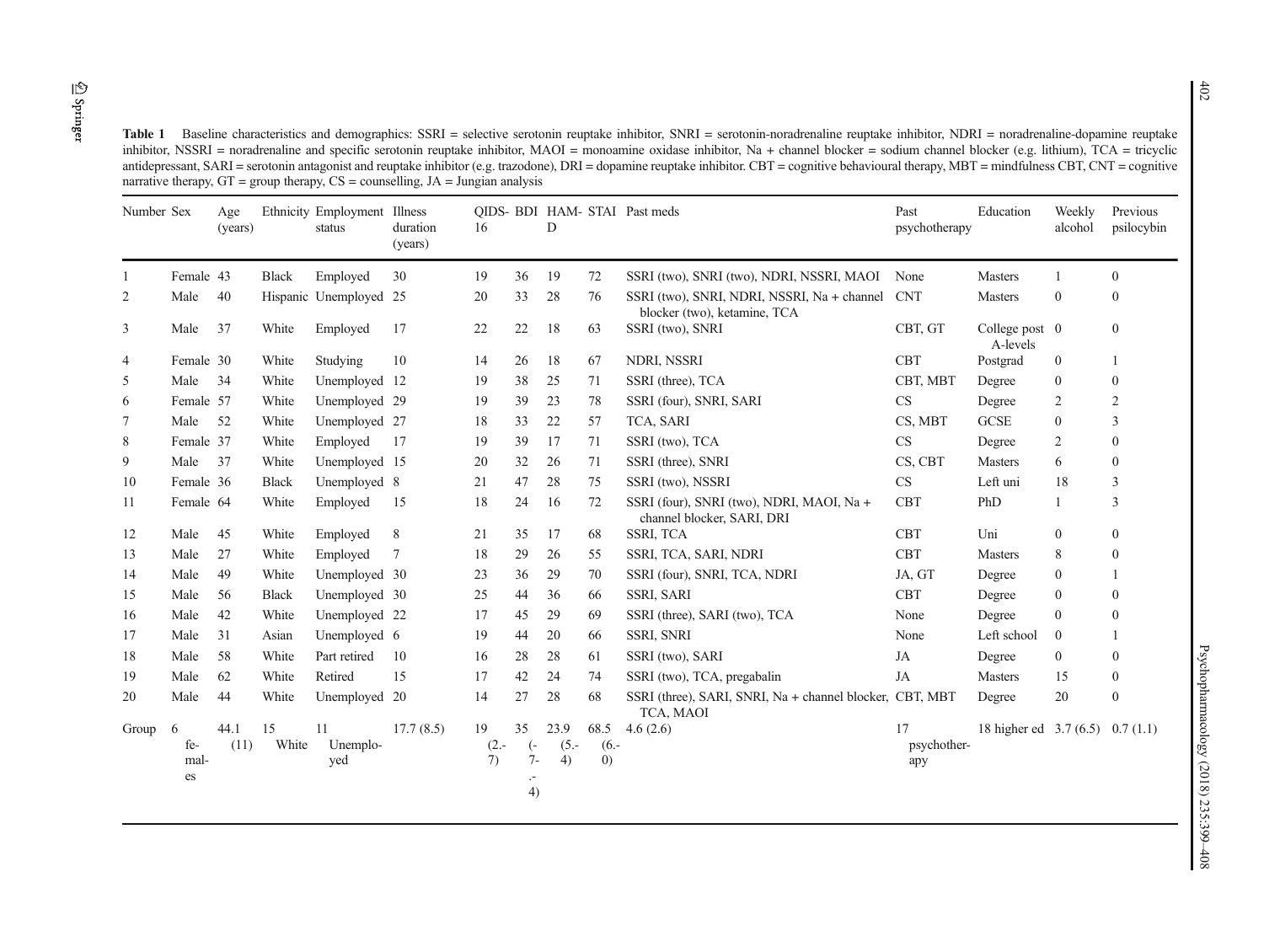**Table 1** Baseline characteristics and demographics: SSRI = selective serotonin reuptake inhibitor, SNRI = serotonin-noradrenaline reuptake inhibitor, NDRI = noradrenaline-dopamine reuptake inhibitor, NSSRI = noradrenaline and specific serotonin reuptake inhibitor, MAOI = monoamine oxidase inhibitor, Na + channel blocker = sodium channel blocker (e.g. lithium), TCA = tricyclic antidepressant, SARI = serotonin antagonist and reuptake inhibitor (e.g. trazodone), DRI = dopamine reuptake inhibitor. CBT = cognitive behavioural therapy, MBT = mindfulness CBT, CNT = cognitive narrative therapy, GT = group therapy, CS = counselling, JA = Jungian analysis

| Number | Sex | Age (years) | Ethnicity | Employment status | Illness duration (years) | QIDS-16 | BDI | HAM-D | STAI | Past meds | Past psychotherapy | Education | Weekly alcohol | Previous psilocybin |
|---|---|---|---|---|---|---|---|---|---|---|---|---|---|---|
| 1 | Female | 43 | Black | Employed | 30 | 19 | 36 | 19 | 72 | SSRI (two), SNRI (two), NDRI, NSSRI, MAOI | None | Masters | 1 | 0 |
| 2 | Male | 40 | Hispanic | Unemployed | 25 | 20 | 33 | 28 | 76 | SSRI (two), SNRI, NDRI, NSSRI, Na + channel blocker (two), ketamine, TCA | CNT | Masters | 0 | 0 |
| 3 | Male | 37 | White | Employed | 17 | 22 | 22 | 18 | 63 | SSRI (two), SNRI | CBT, GT | College post A-levels | 0 | 0 |
| 4 | Female | 30 | White | Studying | 10 | 14 | 26 | 18 | 67 | NDRI, NSSRI | CBT | Postgrad | 0 | 1 |
| 5 | Male | 34 | White | Unemployed | 12 | 19 | 38 | 25 | 71 | SSRI (three), TCA | CBT, MBT | Degree | 0 | 0 |
| 6 | Female | 57 | White | Unemployed | 29 | 19 | 39 | 23 | 78 | SSRI (four), SNRI, SARI | CS | Degree | 2 | 2 |
| 7 | Male | 52 | White | Unemployed | 27 | 18 | 33 | 22 | 57 | TCA, SARI | CS, MBT | GCSE | 0 | 3 |
| 8 | Female | 37 | White | Employed | 17 | 19 | 39 | 17 | 71 | SSRI (two), TCA | CS | Degree | 2 | 0 |
| 9 | Male | 37 | White | Unemployed | 15 | 20 | 32 | 26 | 71 | SSRI (three), SNRI | CS, CBT | Masters | 6 | 0 |
| 10 | Female | 36 | Black | Unemployed | 8 | 21 | 47 | 28 | 75 | SSRI (two), NSSRI | CS | Left uni | 18 | 3 |
| 11 | Female | 64 | White | Employed | 15 | 18 | 24 | 16 | 72 | SSRI (four), SNRI (two), NDRI, MAOI, Na + channel blocker, SARI, DRI | CBT | PhD | 1 | 3 |
| 12 | Male | 45 | White | Employed | 8 | 21 | 35 | 17 | 68 | SSRI, TCA | CBT | Uni | 0 | 0 |
| 13 | Male | 27 | White | Employed | 7 | 18 | 29 | 26 | 55 | SSRI, TCA, SARI, NDRI | CBT | Masters | 8 | 0 |
| 14 | Male | 49 | White | Unemployed | 30 | 23 | 36 | 29 | 70 | SSRI (four), SNRI, TCA, NDRI | JA, GT | Degree | 0 | 1 |
| 15 | Male | 56 | Black | Unemployed | 30 | 25 | 44 | 36 | 66 | SSRI, SARI | CBT | Degree | 0 | 0 |
| 16 | Male | 42 | White | Unemployed | 22 | 17 | 45 | 29 | 69 | SSRI (three), SARI (two), TCA | None | Degree | 0 | 0 |
| 17 | Male | 31 | Asian | Unemployed | 6 | 19 | 44 | 20 | 66 | SSRI, SNRI | None | Left school | 0 | 1 |
| 18 | Male | 58 | White | Part retired | 10 | 16 | 28 | 28 | 61 | SSRI (two), SARI | JA | Degree | 0 | 0 |
| 19 | Male | 62 | White | Retired | 15 | 17 | 42 | 24 | 74 | SSRI (two), TCA, pregabalin | JA | Masters | 15 | 0 |
| 20 | Male | 44 | White | Unemployed | 20 | 14 | 27 | 28 | 68 | SSRI (three), SARI, SNRI, Na + channel blocker, TCA, MAOI | CBT, MBT | Degree | 20 | 0 |
| Group | 6 females | 44.1 (11) | 15 White | 11 Unemployed | 17.7 (8.5) | 19 (2.7) | 35 (7.4) | 23.9 (5.4) | 68.5 (6.0) | 4.6 (2.6) | 17 psychotherapy | 18 higher ed | 3.7 (6.5) | 0.7 (1.1) |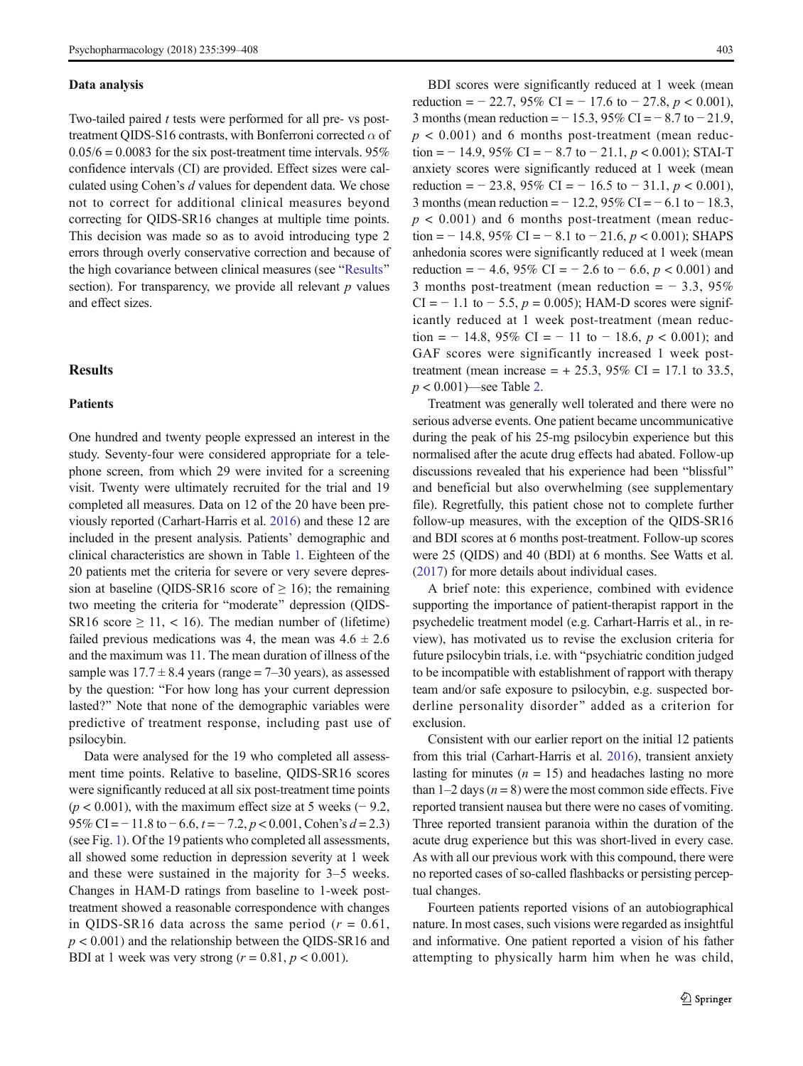### Data analysis

Two-tailed paired $t$ tests were performed for all pre- vs post-treatment QIDS-S16 contrasts, with Bonferroni corrected $\alpha$ of $0.05/6 = 0.0083$ for the six post-treatment time intervals. 95% confidence intervals (CI) are provided. Effect sizes were calculated using Cohen's $d$ values for dependent data. We chose not to correct for additional clinical measures beyond correcting for QIDS-SR16 changes at multiple time points. This decision was made so as to avoid introducing type 2 errors through overly conservative correction and because of the high covariance between clinical measures (see "Results" section). For transparency, we provide all relevant $p$ values and effect sizes.

## Results

### Patients

One hundred and twenty people expressed an interest in the study. Seventy-four were considered appropriate for a telephone screen, from which 29 were invited for a screening visit. Twenty were ultimately recruited for the trial and 19 completed all measures. Data on 12 of the 20 have been previously reported (Carhart-Harris et al. 2016) and these 12 are included in the present analysis. Patients' demographic and clinical characteristics are shown in Table 1. Eighteen of the 20 patients met the criteria for severe or very severe depression at baseline (QIDS-SR16 score of $\geq 16$); the remaining two meeting the criteria for "moderate" depression (QIDS-SR16 score $\geq 11$, $< 16$). The median number of (lifetime) failed previous medications was 4, the mean was $4.6 \pm 2.6$ and the maximum was 11. The mean duration of illness of the sample was $17.7 \pm 8.4$ years (range = 7–30 years), as assessed by the question: "For how long has your current depression lasted?" Note that none of the demographic variables were predictive of treatment response, including past use of psilocybin.

Data were analysed for the 19 who completed all assessment time points. Relative to baseline, QIDS-SR16 scores were significantly reduced at all six post-treatment time points ($p < 0.001$), with the maximum effect size at 5 weeks (− 9.2, 95% CI = − 11.8 to − 6.6, $t = -7.2$, $p < 0.001$, Cohen's $d = 2.3$) (see Fig. 1). Of the 19 patients who completed all assessments, all showed some reduction in depression severity at 1 week and these were sustained in the majority for 3–5 weeks. Changes in HAM-D ratings from baseline to 1-week post-treatment showed a reasonable correspondence with changes in QIDS-SR16 data across the same period ($r = 0.61$, $p < 0.001$) and the relationship between the QIDS-SR16 and BDI at 1 week was very strong ($r = 0.81$, $p < 0.001$).

BDI scores were significantly reduced at 1 week (mean reduction = − 22.7, 95% CI = − 17.6 to − 27.8, $p < 0.001$), 3 months (mean reduction = − 15.3, 95% CI = − 8.7 to − 21.9, $p < 0.001$) and 6 months post-treatment (mean reduction = − 14.9, 95% CI = − 8.7 to − 21.1, $p < 0.001$); STAI-T anxiety scores were significantly reduced at 1 week (mean reduction = − 23.8, 95% CI = − 16.5 to − 31.1, $p < 0.001$), 3 months (mean reduction = − 12.2, 95% CI = − 6.1 to − 18.3, $p < 0.001$) and 6 months post-treatment (mean reduction = − 14.8, 95% CI = − 8.1 to − 21.6, $p < 0.001$); SHAPS anhedonia scores were significantly reduced at 1 week (mean reduction = − 4.6, 95% CI = − 2.6 to − 6.6, $p < 0.001$) and 3 months post-treatment (mean reduction = − 3.3, 95% CI = − 1.1 to − 5.5, $p = 0.005$); HAM-D scores were significantly reduced at 1 week post-treatment (mean reduction = − 14.8, 95% CI = − 11 to − 18.6, $p < 0.001$); and GAF scores were significantly increased 1 week post-treatment (mean increase = + 25.3, 95% CI = 17.1 to 33.5, $p < 0.001$)—see Table 2.

Treatment was generally well tolerated and there were no serious adverse events. One patient became uncommunicative during the peak of his 25-mg psilocybin experience but this normalised after the acute drug effects had abated. Follow-up discussions revealed that his experience had been "blissful" and beneficial but also overwhelming (see supplementary file). Regretfully, this patient chose not to complete further follow-up measures, with the exception of the QIDS-SR16 and BDI scores at 6 months post-treatment. Follow-up scores were 25 (QIDS) and 40 (BDI) at 6 months. See Watts et al. (2017) for more details about individual cases.

A brief note: this experience, combined with evidence supporting the importance of patient-therapist rapport in the psychedelic treatment model (e.g. Carhart-Harris et al. in review), has motivated us to revise the exclusion criteria for future psilocybin trials, i.e. with "psychiatric condition judged to be incompatible with establishment of rapport with therapy team and/or safe exposure to psilocybin, e.g. suspected borderline personality disorder" added as a criterion for exclusion.

Consistent with our earlier report on the initial 12 patients from this trial (Carhart-Harris et al. 2016), transient anxiety lasting for minutes ($n = 15$) and headaches lasting no more than 1–2 days ($n = 8$) were the most common side effects. Five reported transient nausea but there were no cases of vomiting. Three reported transient paranoia within the duration of the acute drug experience but this was short-lived in every case. As with all our previous work with this compound, there were no reported cases of so-called flashbacks or persisting perceptual changes.

Fourteen patients reported visions of an autobiographical nature. In most cases, such visions were regarded as insightful and informative. One patient reported a vision of his father attempting to physically harm him when he was child,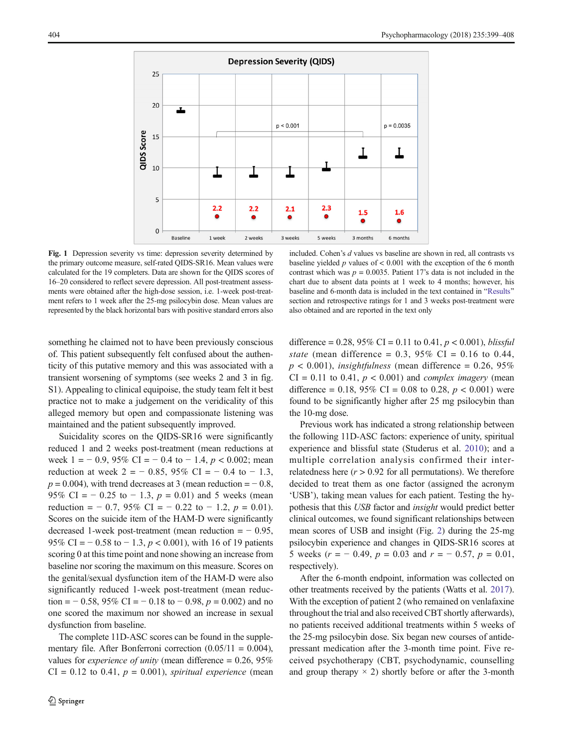**Fig. 1** Depression severity vs time: depression severity determined by the primary outcome measure, self-rated QIDS-SR16. Mean values were calculated for the 19 completers. Data are shown for the QIDS scores of 16–20 considered to reflect severe depression. All post-treatment assessments were obtained after the high-dose session, i.e. 1-week post-treatment refers to 1 week after the 25-mg psilocybin dose. Mean values are represented by the black horizontal bars with positive standard errors also included. Cohen's *d* values vs baseline are shown in red, all contrasts vs baseline yielded *p* values of < 0.001 with the exception of the 6 month contrast which was *p* = 0.0035. Patient 17's data is not included in the chart due to absent data points at 1 week to 4 months; however, his baseline and 6-month data is included in the text contained in "Results" section and retrospective ratings for 1 and 3 weeks post-treatment were also obtained and are reported in the text only

something he claimed not to have been previously conscious of. This patient subsequently felt confused about the authenticity of this putative memory and this was associated with a transient worsening of symptoms (see weeks 2 and 3 in fig. S1). Appealing to clinical equipoise, the study team felt it best practice not to make a judgement on the veridicality of this alleged memory but open and compassionate listening was maintained and the patient subsequently improved.

Suicidality scores on the QIDS-SR16 were significantly reduced 1 and 2 weeks post-treatment (mean reductions at week 1 = − 0.9, 95% CI = − 0.4 to − 1.4, *p* < 0.002; mean reduction at week 2 = − 0.85, 95% CI = − 0.4 to − 1.3, *p* = 0.004), with trend decreases at 3 (mean reduction = − 0.8, 95% CI = − 0.25 to − 1.3, *p* = 0.01) and 5 weeks (mean reduction = − 0.7, 95% CI = − 0.22 to − 1.2, *p* = 0.01). Scores on the suicide item of the HAM-D were significantly decreased 1-week post-treatment (mean reduction = − 0.95, 95% CI = − 0.58 to − 1.3, *p* < 0.001), with 16 of 19 patients scoring 0 at this time point and none showing an increase from baseline nor scoring the maximum on this measure. Scores on the genital/sexual dysfunction item of the HAM-D were also significantly reduced 1-week post-treatment (mean reduction = − 0.58, 95% CI = − 0.18 to − 0.98, *p* = 0.002) and no one scored the maximum nor showed an increase in sexual dysfunction from baseline.

The complete 11D-ASC scores can be found in the supplementary file. After Bonferroni correction (0.05/11 = 0.004), values for *experience of unity* (mean difference = 0.26, 95% CI = 0.12 to 0.41, *p* = 0.001), *spiritual experience* (mean difference = 0.28, 95% CI = 0.11 to 0.41, *p* < 0.001), *blissful state* (mean difference = 0.3, 95% CI = 0.16 to 0.44, *p* < 0.001), *insightfulness* (mean difference = 0.26, 95% CI = 0.11 to 0.41, *p* < 0.001) and *complex imagery* (mean difference = 0.18, 95% CI = 0.08 to 0.28, *p* < 0.001) were found to be significantly higher after 25 mg psilocybin than the 10-mg dose.

Previous work has indicated a strong relationship between the following 11D-ASC factors: experience of unity, spiritual experience and blissful state (Studerus et al. 2010); and a multiple correlation analysis confirmed their interrelatedness here (*r* > 0.92 for all permutations). We therefore decided to treat them as one factor (assigned the acronym 'USB'), taking mean values for each patient. Testing the hypothesis that this *USB* factor and *insight* would predict better clinical outcomes, we found significant relationships between mean scores of USB and insight (Fig. 2) during the 25-mg psilocybin experience and changes in QIDS-SR16 scores at 5 weeks (*r* = − 0.49, *p* = 0.03 and *r* = − 0.57, *p* = 0.01, respectively).

After the 6-month endpoint, information was collected on other treatments received by the patients (Watts et al. 2017). With the exception of patient 2 (who remained on venlafaxine throughout the trial and also received CBT shortly afterwards), no patients received additional treatments within 5 weeks of the 25-mg psilocybin dose. Six began new courses of antidepressant medication after the 3-month time point. Five received psychotherapy (CBT, psychodynamic, counselling and group therapy × 2) shortly before or after the 3-month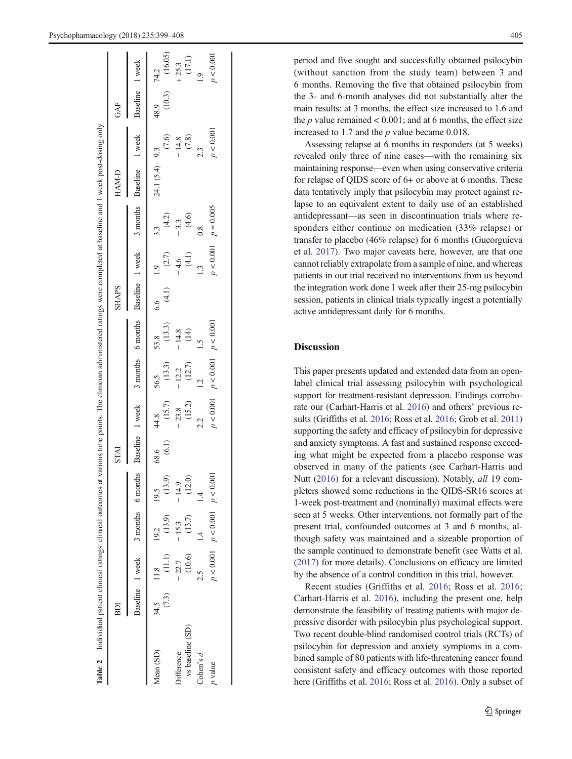**Table 2** Individual patient clinical ratings: clinical outcomes at various time points. The clinician administered ratings were completed at baseline and 1 week post-dosing only

| | BDI | | | | STAI | | | | SHAPS | | | | HAM-D | | GAF | |
|---|---|---|---|---|---|---|---|---|---|---|---|---|---|---|---|---|
| | Baseline | 1 week | 3 months | 6 months | Baseline | 1 week | 3 months | 6 months | Baseline | 1 week | 3 months | 6 months | Baseline | 1 week | Baseline | 1 week |
| Mean (SD) | 34.5 (7.3) | 11.8 (11.1) | 19.2 (13.9) | 19.5 (13.9) | 68.6 (6.1) | 44.8 (15.7) | 56.5 (13.3) | 53.8 (13.3) | 6.6 (4.1) | 1.9 (2.7) | 3.3 (4.2) | | 24.1 (5.4) | 9.3 (7.6) | 48.9 (10.3) | 74.2 (16.05) |
| Difference vs baseline (SD) | | − 22.7 (10.6) | − 15.3 (13.7) | − 14.9 (12.0) | | − 23.8 (15.2) | − 12.2 (12.7) | − 14.8 (14) | | − 4.6 (4.1) | − 3.3 (4.6) | | | − 14.8 (7.8) | | + 25.3 (17.1) |
| Cohen's *d* | | 2.5 | 1.4 | 1.4 | | 2.2 | 1.2 | 1.5 | | 1.3 | 0.8 | | | 2.3 | | 1.9 |
| *p* value | | $p < 0.001$ | $p < 0.001$ | $p < 0.001$ | | $p < 0.001$ | $p < 0.001$ | $p < 0.001$ | | $p < 0.001$ | $p = 0.005$ | | | $p < 0.001$ | | $p < 0.001$ |

period and five sought and successfully obtained psilocybin (without sanction from the study team) between 3 and 6 months. Removing the five that obtained psilocybin from the 3- and 6-month analyses did not substantially alter the main results: at 3 months, the effect size increased to 1.6 and the *p* value remained < 0.001; and at 6 months, the effect size increased to 1.7 and the *p* value became 0.018.

Assessing relapse at 6 months in responders (at 5 weeks) revealed only three of nine cases—with the remaining six maintaining response—even when using conservative criteria for relapse of QIDS score of 6+ or above at 6 months. These data tentatively imply that psilocybin may protect against relapse to an equivalent extent to daily use of an established antidepressant—as seen in discontinuation trials where responders either continue on medication (33% relapse) or transfer to placebo (46% relapse) for 6 months (Gueorguieva et al. 2017). Two major caveats here, however, are that one cannot reliably extrapolate from a sample of nine, and whereas patients in our trial received no interventions from us beyond the integration work done 1 week after their 25-mg psilocybin session, patients in clinical trials typically ingest a potentially active antidepressant daily for 6 months.

## Discussion

This paper presents updated and extended data from an open-label clinical trial assessing psilocybin with psychological support for treatment-resistant depression. Findings corroborate our (Carhart-Harris et al. 2016) and others' previous results (Griffiths et al. 2016; Ross et al. 2016; Grob et al. 2011) supporting the safety and efficacy of psilocybin for depressive and anxiety symptoms. A fast and sustained response exceeding what might be expected from a placebo response was observed in many of the patients (see Carhart-Harris and Nutt (2016) for a relevant discussion). Notably, *all* 19 completers showed some reductions in the QIDS-SR16 scores at 1-week post-treatment and (nominally) maximal effects were seen at 5 weeks. Other interventions, not formally part of the present trial, confounded outcomes at 3 and 6 months, although safety was maintained and a sizeable proportion of the sample continued to demonstrate benefit (see Watts et al. (2017) for more details). Conclusions on efficacy are limited by the absence of a control condition in this trial, however.

Recent studies (Griffiths et al. 2016; Ross et al. 2016; Carhart-Harris et al. 2016), including the present one, help demonstrate the feasibility of treating patients with major depressive disorder with psilocybin plus psychological support. Two recent double-blind randomised control trials (RCTs) of psilocybin for depression and anxiety symptoms in a combined sample of 80 patients with life-threatening cancer found consistent safety and efficacy outcomes with those reported here (Griffiths et al. 2016; Ross et al. 2016). Only a subset of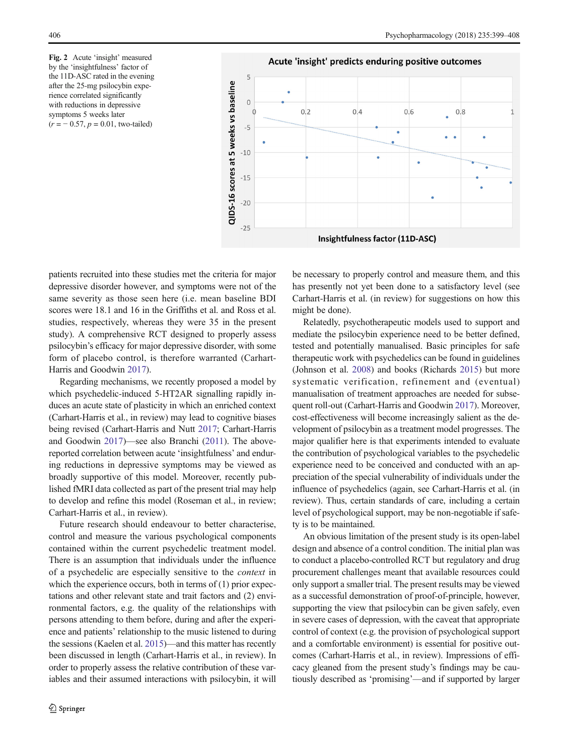**Fig. 2** Acute 'insight' measured by the 'insightfulness' factor of the 11D-ASC rated in the evening after the 25-mg psilocybin experience correlated significantly with reductions in depressive symptoms 5 weeks later ($r = -0.57$, $p = 0.01$, two-tailed)

Acute 'insight' predicts enduring positive outcomes

QIDS-16 scores at 5 weeks vs baseline

5
0
-5
-10
-15
-20
-25

0
0.2
0.4
0.6
0.8
1

Insightfulness factor (11D-ASC)

patients recruited into these studies met the criteria for major depressive disorder however, and symptoms were not of the same severity as those seen here (i.e. mean baseline BDI scores were 18.1 and 16 in the Griffiths et al. and Ross et al. studies, respectively, whereas they were 35 in the present study). A comprehensive RCT designed to properly assess psilocybin's efficacy for major depressive disorder, with some form of placebo control, is therefore warranted (Carhart-Harris and Goodwin 2017).

Regarding mechanisms, we recently proposed a model by which psychedelic-induced 5-HT2AR signalling rapidly induces an acute state of plasticity in which an enriched context (Carhart-Harris et al., in review) may lead to cognitive biases being revised (Carhart-Harris and Nutt 2017; Carhart-Harris and Goodwin 2017)—see also Branchi (2011). The above-reported correlation between acute 'insightfulness' and enduring reductions in depressive symptoms may be viewed as broadly supportive of this model. Moreover, recently published fMRI data collected as part of the present trial may help to develop and refine this model (Roseman et al., in review; Carhart-Harris et al., in review).

Future research should endeavour to better characterise, control and measure the various psychological components contained within the current psychedelic treatment model. There is an assumption that individuals under the influence of a psychedelic are especially sensitive to the *context* in which the experience occurs, both in terms of (1) prior expectations and other relevant state and trait factors and (2) environmental factors, e.g. the quality of the relationships with persons attending to them before, during and after the experience and patients' relationship to the music listened to during the sessions (Kaelen et al. 2015)—and this matter has recently been discussed in length (Carhart-Harris et al., in review). In order to properly assess the relative contribution of these variables and their assumed interactions with psilocybin, it will be necessary to properly control and measure them, and this has presently not yet been done to a satisfactory level (see Carhart-Harris et al. (in review) for suggestions on how this might be done).

Relatedly, psychotherapeutic models used to support and mediate the psilocybin experience need to be better defined, tested and potentially manualised. Basic principles for safe therapeutic work with psychedelics can be found in guidelines (Johnson et al. 2008) and books (Richards 2015) but more systematic verification, refinement and (eventual) manualisation of treatment approaches are needed for subsequent roll-out (Carhart-Harris and Goodwin 2017). Moreover, cost-effectiveness will become increasingly salient as the development of psilocybin as a treatment model progresses. The major qualifier here is that experiments intended to evaluate the contribution of psychological variables to the psychedelic experience need to be conceived and conducted with an appreciation of the special vulnerability of individuals under the influence of psychedelics (again, see Carhart-Harris et al. (in review). Thus, certain standards of care, including a certain level of psychological support, may be non-negotiable if safety is to be maintained.

An obvious limitation of the present study is its open-label design and absence of a control condition. The initial plan was to conduct a placebo-controlled RCT but regulatory and drug procurement challenges meant that available resources could only support a smaller trial. The present results may be viewed as a successful demonstration of proof-of-principle, however, supporting the view that psilocybin can be given safely, even in severe cases of depression, with the caveat that appropriate control of context (e.g. the provision of psychological support and a comfortable environment) is essential for positive outcomes (Carhart-Harris et al., in review). Impressions of efficacy gleaned from the present study's findings may be cautiously described as 'promising'—and if supported by larger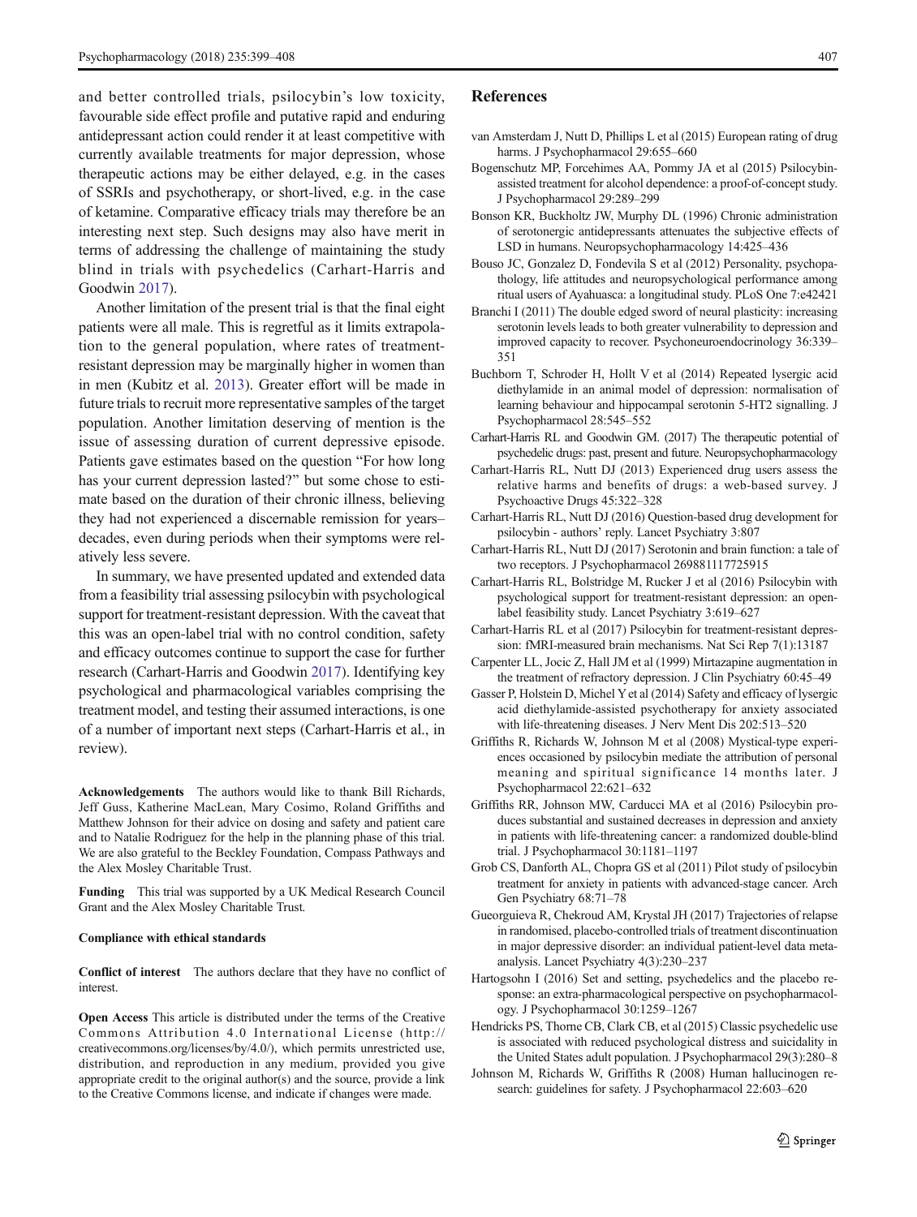and better controlled trials, psilocybin's low toxicity, favourable side effect profile and putative rapid and enduring antidepressant action could render it at least competitive with currently available treatments for major depression, whose therapeutic actions may be either delayed, e.g. in the cases of SSRIs and psychotherapy, or short-lived, e.g. in the case of ketamine. Comparative efficacy trials may therefore be an interesting next step. Such designs may also have merit in terms of addressing the challenge of maintaining the study blind in trials with psychedelics (Carhart-Harris and Goodwin 2017).

Another limitation of the present trial is that the final eight patients were all male. This is regretful as it limits extrapolation to the general population, where rates of treatment-resistant depression may be marginally higher in women than in men (Kubitz et al. 2013). Greater effort will be made in future trials to recruit more representative samples of the target population. Another limitation deserving of mention is the issue of assessing duration of current depressive episode. Patients gave estimates based on the question "For how long has your current depression lasted?" but some chose to estimate based on the duration of their chronic illness, believing they had not experienced a discernable remission for years–decades, even during periods when their symptoms were relatively less severe.

In summary, we have presented updated and extended data from a feasibility trial assessing psilocybin with psychological support for treatment-resistant depression. With the caveat that this was an open-label trial with no control condition, safety and efficacy outcomes continue to support the case for further research (Carhart-Harris and Goodwin 2017). Identifying key psychological and pharmacological variables comprising the treatment model, and testing their assumed interactions, is one of a number of important next steps (Carhart-Harris et al., in review).

**Acknowledgements** The authors would like to thank Bill Richards, Jeff Guss, Katherine MacLean, Mary Cosimo, Roland Griffiths and Matthew Johnson for their advice on dosing and safety and patient care and to Natalie Rodriguez for the help in the planning phase of this trial. We are also grateful to the Beckley Foundation, Compass Pathways and the Alex Mosley Charitable Trust.

**Funding** This trial was supported by a UK Medical Research Council Grant and the Alex Mosley Charitable Trust.

**Compliance with ethical standards**

**Conflict of interest** The authors declare that they have no conflict of interest.

**Open Access** This article is distributed under the terms of the Creative Commons Attribution 4.0 International License (http://creativecommons.org/licenses/by/4.0/), which permits unrestricted use, distribution, and reproduction in any medium, provided you give appropriate credit to the original author(s) and the source, provide a link to the Creative Commons license, and indicate if changes were made.

## References

van Amsterdam J, Nutt D, Phillips L et al (2015) European rating of drug harms. J Psychopharmacol 29:655–660

Bogenschutz MP, Forcehimes AA, Pommy JA et al (2015) Psilocybin-assisted treatment for alcohol dependence: a proof-of-concept study. J Psychopharmacol 29:289–299

Bonson KR, Buckholtz JW, Murphy DL (1996) Chronic administration of serotonergic antidepressants attenuates the subjective effects of LSD in humans. Neuropsychopharmacology 14:425–436

Bouso JC, Gonzalez D, Fondevila S et al (2012) Personality, psychopathology, life attitudes and neuropsychological performance among ritual users of Ayahuasca: a longitudinal study. PLoS One 7:e42421

Branchi I (2011) The double edged sword of neural plasticity: increasing serotonin levels leads to both greater vulnerability to depression and improved capacity to recover. Psychoneuroendocrinology 36:339–351

Buchborn T, Schroder H, Hollt V et al (2014) Repeated lysergic acid diethylamide in an animal model of depression: normalisation of learning behaviour and hippocampal serotonin 5-HT2 signalling. J Psychopharmacol 28:545–552

Carhart-Harris RL and Goodwin GM. (2017) The therapeutic potential of psychedelic drugs: past, present and future. Neuropsychopharmacology

Carhart-Harris RL, Nutt DJ (2013) Experienced drug users assess the relative harms and benefits of drugs: a web-based survey. J Psychoactive Drugs 45:322–328

Carhart-Harris RL, Nutt DJ (2016) Question-based drug development for psilocybin - authors' reply. Lancet Psychiatry 3:807

Carhart-Harris RL, Nutt DJ (2017) Serotonin and brain function: a tale of two receptors. J Psychopharmacol 269881117725915

Carhart-Harris RL, Bolstridge M, Rucker J et al (2016) Psilocybin with psychological support for treatment-resistant depression: an open-label feasibility study. Lancet Psychiatry 3:619–627

Carhart-Harris RL et al (2017) Psilocybin for treatment-resistant depression: fMRI-measured brain mechanisms. Nat Sci Rep 7(1):13187

Carpenter LL, Jocic Z, Hall JM et al (1999) Mirtazapine augmentation in the treatment of refractory depression. J Clin Psychiatry 60:45–49

Gasser P, Holstein D, Michel Y et al (2014) Safety and efficacy of lysergic acid diethylamide-assisted psychotherapy for anxiety associated with life-threatening diseases. J Nerv Ment Dis 202:513–520

Griffiths R, Richards W, Johnson M et al (2008) Mystical-type experiences occasioned by psilocybin mediate the attribution of personal meaning and spiritual significance 14 months later. J Psychopharmacol 22:621–632

Griffiths RR, Johnson MW, Carducci MA et al (2016) Psilocybin produces substantial and sustained decreases in depression and anxiety in patients with life-threatening cancer: a randomized double-blind trial. J Psychopharmacol 30:1181–1197

Grob CS, Danforth AL, Chopra GS et al (2011) Pilot study of psilocybin treatment for anxiety in patients with advanced-stage cancer. Arch Gen Psychiatry 68:71–78

Gueorguieva R, Chekroud AM, Krystal JH (2017) Trajectories of relapse in randomised, placebo-controlled trials of treatment discontinuation in major depressive disorder: an individual patient-level data meta-analysis. Lancet Psychiatry 4(3):230–237

Hartogsohn I (2016) Set and setting, psychedelics and the placebo response: an extra-pharmacological perspective on psychopharmacology. J Psychopharmacol 30:1259–1267

Hendricks PS, Thorne CB, Clark CB, et al (2015) Classic psychedelic use is associated with reduced psychological distress and suicidality in the United States adult population. J Psychopharmacol 29(3):280–8

Johnson M, Richards W, Griffiths R (2008) Human hallucinogen research: guidelines for safety. J Psychopharmacol 22:603–620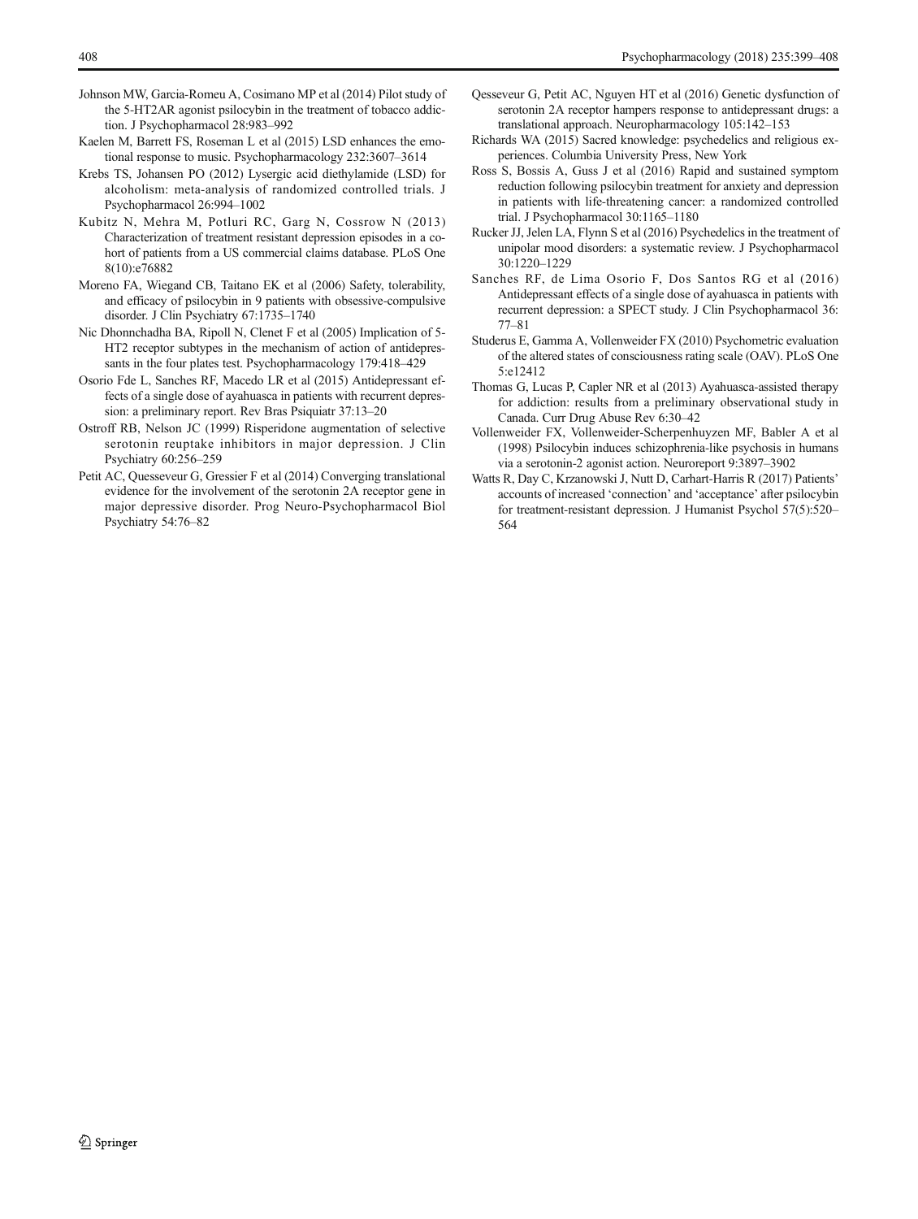Johnson MW, Garcia-Romeu A, Cosimano MP et al (2014) Pilot study of the 5-HT2AR agonist psilocybin in the treatment of tobacco addiction. J Psychopharmacol 28:983–992

Kaelen M, Barrett FS, Roseman L et al (2015) LSD enhances the emotional response to music. Psychopharmacology 232:3607–3614

Krebs TS, Johansen PO (2012) Lysergic acid diethylamide (LSD) for alcoholism: meta-analysis of randomized controlled trials. J Psychopharmacol 26:994–1002

Kubitz N, Mehra M, Potluri RC, Garg N, Cossrow N (2013) Characterization of treatment resistant depression episodes in a cohort of patients from a US commercial claims database. PLoS One 8(10):e76882

Moreno FA, Wiegand CB, Taitano EK et al (2006) Safety, tolerability, and efficacy of psilocybin in 9 patients with obsessive-compulsive disorder. J Clin Psychiatry 67:1735–1740

Nic Dhonnchadha BA, Ripoll N, Clenet F et al (2005) Implication of 5-HT2 receptor subtypes in the mechanism of action of antidepressants in the four plates test. Psychopharmacology 179:418–429

Osorio Fde L, Sanches RF, Macedo LR et al (2015) Antidepressant effects of a single dose of ayahuasca in patients with recurrent depression: a preliminary report. Rev Bras Psiquiatr 37:13–20

Ostroff RB, Nelson JC (1999) Risperidone augmentation of selective serotonin reuptake inhibitors in major depression. J Clin Psychiatry 60:256–259

Petit AC, Quesseveur G, Gressier F et al (2014) Converging translational evidence for the involvement of the serotonin 2A receptor gene in major depressive disorder. Prog Neuro-Psychopharmacol Biol Psychiatry 54:76–82

Qesseveur G, Petit AC, Nguyen HT et al (2016) Genetic dysfunction of serotonin 2A receptor hampers response to antidepressant drugs: a translational approach. Neuropharmacology 105:142–153

Richards WA (2015) Sacred knowledge: psychedelics and religious experiences. Columbia University Press, New York

Ross S, Bossis A, Guss J et al (2016) Rapid and sustained symptom reduction following psilocybin treatment for anxiety and depression in patients with life-threatening cancer: a randomized controlled trial. J Psychopharmacol 30:1165–1180

Rucker JJ, Jelen LA, Flynn S et al (2016) Psychedelics in the treatment of unipolar mood disorders: a systematic review. J Psychopharmacol 30:1220–1229

Sanches RF, de Lima Osorio F, Dos Santos RG et al (2016) Antidepressant effects of a single dose of ayahuasca in patients with recurrent depression: a SPECT study. J Clin Psychopharmacol 36: 77–81

Studerus E, Gamma A, Vollenweider FX (2010) Psychometric evaluation of the altered states of consciousness rating scale (OAV). PLoS One 5:e12412

Thomas G, Lucas P, Capler NR et al (2013) Ayahuasca-assisted therapy for addiction: results from a preliminary observational study in Canada. Curr Drug Abuse Rev 6:30–42

Vollenweider FX, Vollenweider-Scherpenhuyzen MF, Babler A et al (1998) Psilocybin induces schizophrenia-like psychosis in humans via a serotonin-2 agonist action. Neuroreport 9:3897–3902

Watts R, Day C, Krzanowski J, Nutt D, Carhart-Harris R (2017) Patients' accounts of increased 'connection' and 'acceptance' after psilocybin for treatment-resistant depression. J Humanist Psychol 57(5):520–564